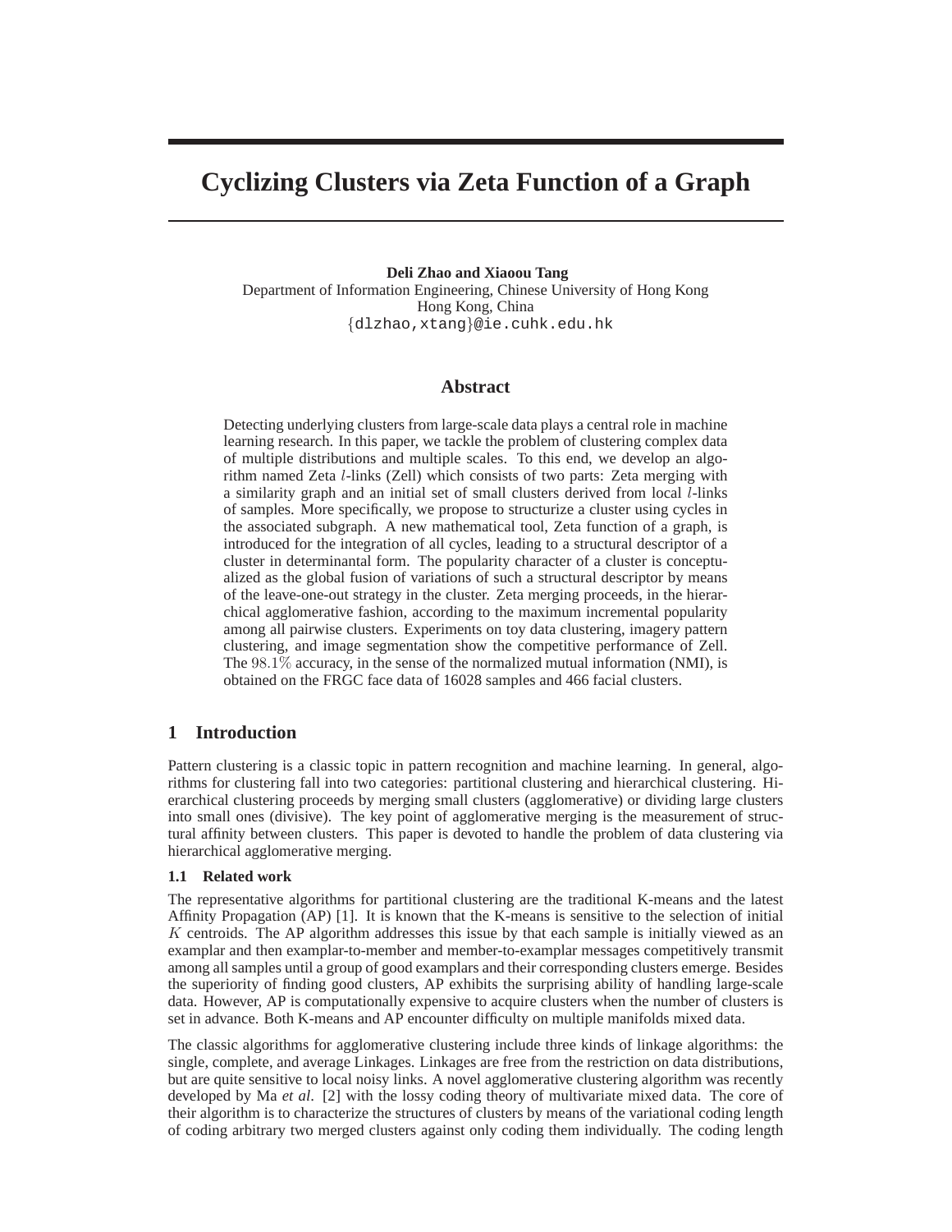# Cyclizing Clusters via Zeta Function of a Graph

**Deli Zhao and Xiaoou Tang**
Department of Information Engineering, Chinese University of Hong Kong
Hong Kong, China
{dlzhao,xtang}@ie.cuhk.edu.hk

## Abstract

Detecting underlying clusters from large-scale data plays a central role in machine learning research. In this paper, we tackle the problem of clustering complex data of multiple distributions and multiple scales. To this end, we develop an algorithm named Zeta $l$-links (Zell) which consists of two parts: Zeta merging with a similarity graph and an initial set of small clusters derived from local $l$-links of samples. More specifically, we propose to structurize a cluster using cycles in the associated subgraph. A new mathematical tool, Zeta function of a graph, is introduced for the integration of all cycles, leading to a structural descriptor of a cluster in determinantal form. The popularity character of a cluster is conceptualized as the global fusion of variations of such a structural descriptor by means of the leave-one-out strategy in the cluster. Zeta merging proceeds, in the hierarchical agglomerative fashion, according to the maximum incremental popularity among all pairwise clusters. Experiments on toy data clustering, imagery pattern clustering, and image segmentation show the competitive performance of Zell. The $98.1\%$ accuracy, in the sense of the normalized mutual information (NMI), is obtained on the FRGC face data of 16028 samples and 466 facial clusters.

## 1 Introduction

Pattern clustering is a classic topic in pattern recognition and machine learning. In general, algorithms for clustering fall into two categories: partitional clustering and hierarchical clustering. Hierarchical clustering proceeds by merging small clusters (agglomerative) or dividing large clusters into small ones (divisive). The key point of agglomerative merging is the measurement of structural affinity between clusters. This paper is devoted to handle the problem of data clustering via hierarchical agglomerative merging.

### 1.1 Related work

The representative algorithms for partitional clustering are the traditional K-means and the latest Affinity Propagation (AP) [1]. It is known that the K-means is sensitive to the selection of initial $K$ centroids. The AP algorithm addresses this issue by that each sample is initially viewed as an examplar and then examplar-to-member and member-to-examplar messages competitively transmit among all samples until a group of good examplars and their corresponding clusters emerge. Besides the superiority of finding good clusters, AP exhibits the surprising ability of handling large-scale data. However, AP is computationally expensive to acquire clusters when the number of clusters is set in advance. Both K-means and AP encounter difficulty on multiple manifolds mixed data.

The classic algorithms for agglomerative clustering include three kinds of linkage algorithms: the single, complete, and average Linkages. Linkages are free from the restriction on data distributions, but are quite sensitive to local noisy links. A novel agglomerative clustering algorithm was recently developed by Ma *et al.* [2] with the lossy coding theory of multivariate mixed data. The core of their algorithm is to characterize the structures of clusters by means of the variational coding length of coding arbitrary two merged clusters against only coding them individually. The coding length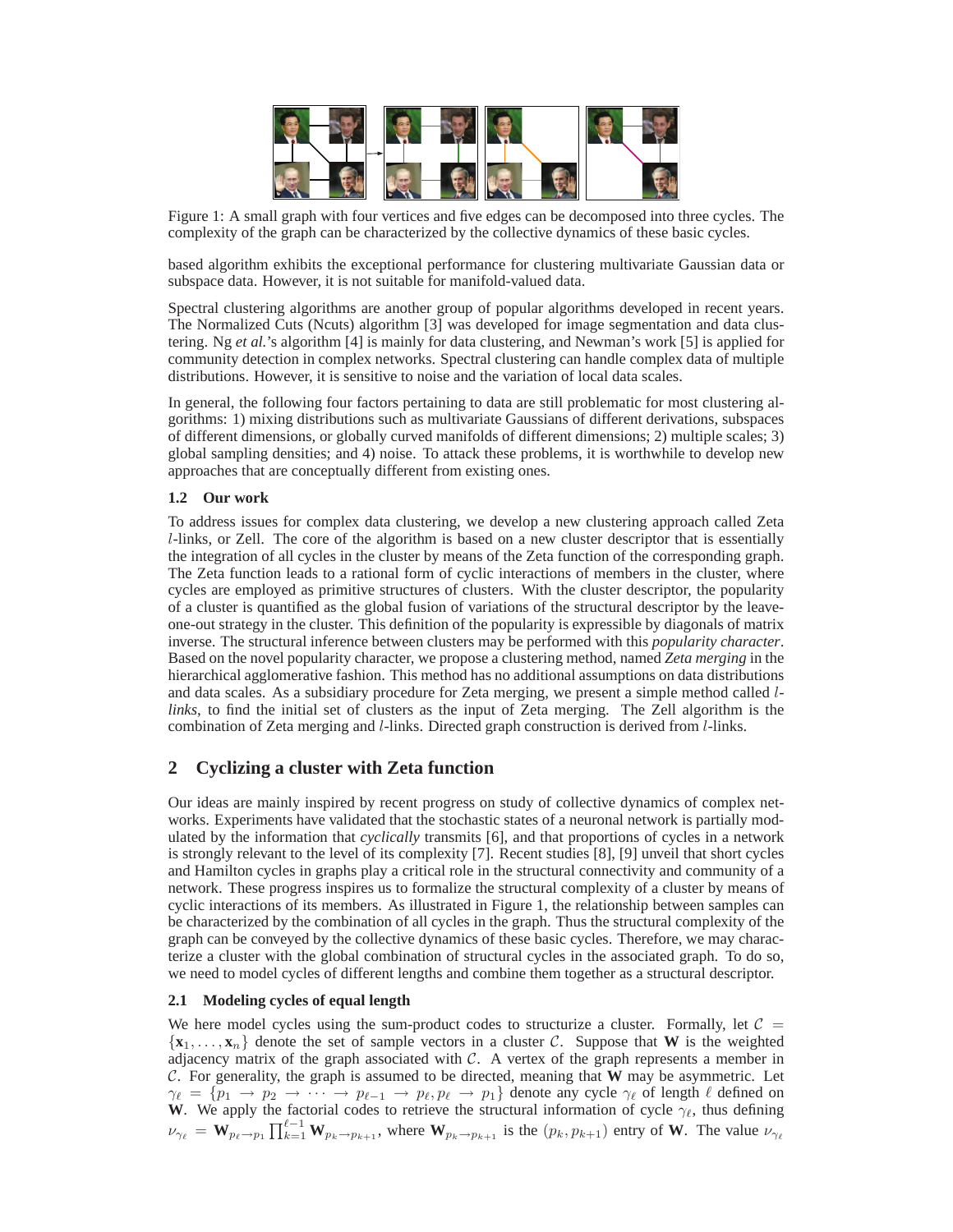Figure 1: A small graph with four vertices and five edges can be decomposed into three cycles. The complexity of the graph can be characterized by the collective dynamics of these basic cycles.

based algorithm exhibits the exceptional performance for clustering multivariate Gaussian data or subspace data. However, it is not suitable for manifold-valued data.

Spectral clustering algorithms are another group of popular algorithms developed in recent years. The Normalized Cuts (Ncuts) algorithm [3] was developed for image segmentation and data clustering. Ng *et al.*'s algorithm [4] is mainly for data clustering, and Newman's work [5] is applied for community detection in complex networks. Spectral clustering can handle complex data of multiple distributions. However, it is sensitive to noise and the variation of local data scales.

In general, the following four factors pertaining to data are still problematic for most clustering algorithms: 1) mixing distributions such as multivariate Gaussians of different derivations, subspaces of different dimensions, or globally curved manifolds of different dimensions; 2) multiple scales; 3) global sampling densities; and 4) noise. To attack these problems, it is worthwhile to develop new approaches that are conceptually different from existing ones.

### 1.2 Our work

To address issues for complex data clustering, we develop a new clustering approach called Zeta $l$-links, or Zell. The core of the algorithm is based on a new cluster descriptor that is essentially the integration of all cycles in the cluster by means of the Zeta function of the corresponding graph. The Zeta function leads to a rational form of cyclic interactions of members in the cluster, where cycles are employed as primitive structures of clusters. With the cluster descriptor, the popularity of a cluster is quantified as the global fusion of variations of the structural descriptor by the leave-one-out strategy in the cluster. This definition of the popularity is expressible by diagonals of matrix inverse. The structural inference between clusters may be performed with this *popularity character*. Based on the novel popularity character, we propose a clustering method, named *Zeta merging* in the hierarchical agglomerative fashion. This method has no additional assumptions on data distributions and data scales. As a subsidiary procedure for Zeta merging, we present a simple method called *$l$-links*, to find the initial set of clusters as the input of Zeta merging. The Zell algorithm is the combination of Zeta merging and $l$-links. Directed graph construction is derived from $l$-links.

## 2 Cyclizing a cluster with Zeta function

Our ideas are mainly inspired by recent progress on study of collective dynamics of complex networks. Experiments have validated that the stochastic states of a neuronal network is partially modulated by the information that *cyclically* transmits [6], and that proportions of cycles in a network is strongly relevant to the level of its complexity [7]. Recent studies [8], [9] unveil that short cycles and Hamilton cycles in graphs play a critical role in the structural connectivity and community of a network. These progress inspires us to formalize the structural complexity of a cluster by means of cyclic interactions of its members. As illustrated in Figure 1, the relationship between samples can be characterized by the combination of all cycles in the graph. Thus the structural complexity of the graph can be conveyed by the collective dynamics of these basic cycles. Therefore, we may characterize a cluster with the global combination of structural cycles in the associated graph. To do so, we need to model cycles of different lengths and combine them together as a structural descriptor.

### 2.1 Modeling cycles of equal length

We here model cycles using the sum-product codes to structurize a cluster. Formally, let $\mathcal{C} = \{\mathbf{x}_1, \ldots, \mathbf{x}_n\}$ denote the set of sample vectors in a cluster $\mathcal{C}$. Suppose that $\mathbf{W}$ is the weighted adjacency matrix of the graph associated with $\mathcal{C}$. A vertex of the graph represents a member in $\mathcal{C}$. For generality, the graph is assumed to be directed, meaning that $\mathbf{W}$ may be asymmetric. Let $\gamma_\ell = \{p_1 \to p_2 \to \cdots \to p_{\ell-1} \to p_\ell, p_\ell \to p_1\}$ denote any cycle $\gamma_\ell$ of length $\ell$ defined on $\mathbf{W}$. We apply the factorial codes to retrieve the structural information of cycle $\gamma_\ell$, thus defining $\nu_{\gamma_\ell} = \mathbf{W}_{p_\ell \to p_1} \prod_{k=1}^{\ell-1} \mathbf{W}_{p_k \to p_{k+1}}$, where $\mathbf{W}_{p_k \to p_{k+1}}$ is the $(p_k, p_{k+1})$ entry of $\mathbf{W}$. The value $\nu_{\gamma_\ell}$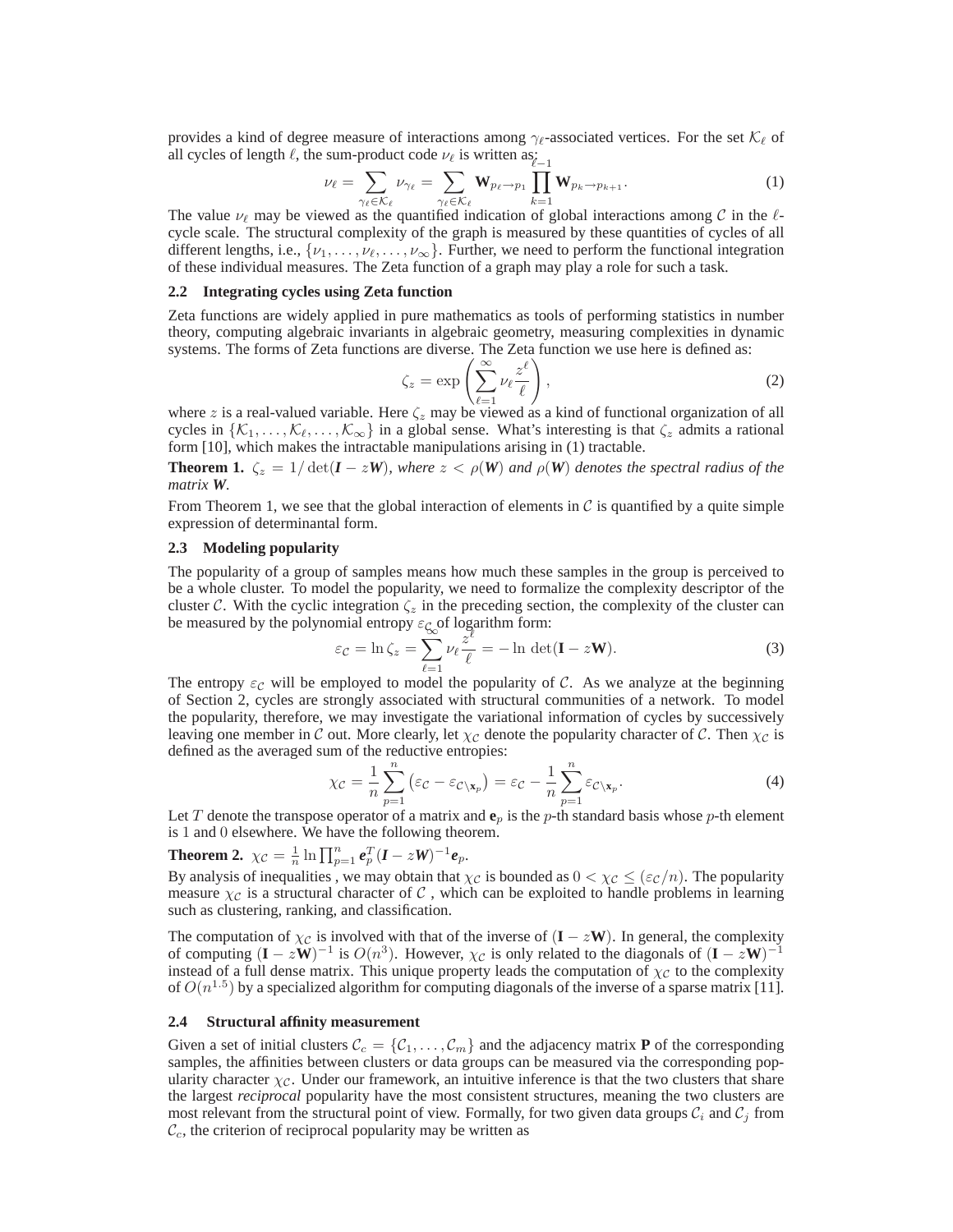provides a kind of degree measure of interactions among $\gamma_\ell$-associated vertices. For the set $\mathcal{K}_\ell$ of all cycles of length $\ell$, the sum-product code $\nu_\ell$ is written as:

$$\nu_\ell = \sum_{\gamma_\ell \in \mathcal{K}_\ell} \nu_{\gamma_\ell} = \sum_{\gamma_\ell \in \mathcal{K}_\ell} \mathbf{W}_{p_\ell \to p_1} \prod_{k=1}^{\ell-1} \mathbf{W}_{p_k \to p_{k+1}}. \tag{1}$$

The value $\nu_\ell$ may be viewed as the quantified indication of global interactions among $\mathcal{C}$ in the $\ell$-cycle scale. The structural complexity of the graph is measured by these quantities of cycles of all different lengths, i.e., $\{\nu_1, \ldots, \nu_\ell, \ldots, \nu_\infty\}$. Further, we need to perform the functional integration of these individual measures. The Zeta function of a graph may play a role for such a task.

### 2.2 Integrating cycles using Zeta function

Zeta functions are widely applied in pure mathematics as tools of performing statistics in number theory, computing algebraic invariants in algebraic geometry, measuring complexities in dynamic systems. The forms of Zeta functions are diverse. The Zeta function we use here is defined as:

$$\zeta_z = \exp\left(\sum_{\ell=1}^{\infty} \nu_\ell \frac{z^\ell}{\ell}\right), \tag{2}$$

where $z$ is a real-valued variable. Here $\zeta_z$ may be viewed as a kind of functional organization of all cycles in $\{\mathcal{K}_1, \ldots, \mathcal{K}_\ell, \ldots, \mathcal{K}_\infty\}$ in a global sense. What's interesting is that $\zeta_z$ admits a rational form [10], which makes the intractable manipulations arising in (1) tractable.

**Theorem 1.** *$\zeta_z = 1/\det(\boldsymbol{I} - z\boldsymbol{W})$, where $z < \rho(\boldsymbol{W})$ and $\rho(\boldsymbol{W})$ denotes the spectral radius of the matrix $\boldsymbol{W}$.*

From Theorem 1, we see that the global interaction of elements in $\mathcal{C}$ is quantified by a quite simple expression of determinantal form.

### 2.3 Modeling popularity

The popularity of a group of samples means how much these samples in the group is perceived to be a whole cluster. To model the popularity, we need to formalize the complexity descriptor of the cluster $\mathcal{C}$. With the cyclic integration $\zeta_z$ in the preceding section, the complexity of the cluster can be measured by the polynomial entropy $\varepsilon_\mathcal{C}$ of logarithm form:

$$\varepsilon_\mathcal{C} = \ln \zeta_z = \sum_{\ell=1}^{\infty} \nu_\ell \frac{z^\ell}{\ell} = -\ln \det(\mathbf{I} - z\mathbf{W}). \tag{3}$$

The entropy $\varepsilon_\mathcal{C}$ will be employed to model the popularity of $\mathcal{C}$. As we analyze at the beginning of Section 2, cycles are strongly associated with structural communities of a network. To model the popularity, therefore, we may investigate the variational information of cycles by successively leaving one member in $\mathcal{C}$ out. More clearly, let $\chi_\mathcal{C}$ denote the popularity character of $\mathcal{C}$. Then $\chi_\mathcal{C}$ is defined as the averaged sum of the reductive entropies:

$$\chi_\mathcal{C} = \frac{1}{n}\sum_{p=1}^{n}\left(\varepsilon_\mathcal{C} - \varepsilon_{\mathcal{C}\setminus \mathbf{x}_p}\right) = \varepsilon_\mathcal{C} - \frac{1}{n}\sum_{p=1}^{n} \varepsilon_{\mathcal{C}\setminus \mathbf{x}_p}. \tag{4}$$

Let $T$ denote the transpose operator of a matrix and $\mathbf{e}_p$ is the $p$-th standard basis whose $p$-th element is 1 and 0 elsewhere. We have the following theorem.

**Theorem 2.** $\chi_\mathcal{C} = \frac{1}{n}\ln\prod_{p=1}^{n} \boldsymbol{e}_p^T(\boldsymbol{I} - z\boldsymbol{W})^{-1}\boldsymbol{e}_p$.

By analysis of inequalities , we may obtain that $\chi_\mathcal{C}$ is bounded as $0 < \chi_\mathcal{C} \le (\varepsilon_\mathcal{C}/n)$. The popularity measure $\chi_\mathcal{C}$ is a structural character of $\mathcal{C}$ , which can be exploited to handle problems in learning such as clustering, ranking, and classification.

The computation of $\chi_\mathcal{C}$ is involved with that of the inverse of $(\mathbf{I} - z\mathbf{W})$. In general, the complexity of computing $(\mathbf{I} - z\mathbf{W})^{-1}$ is $O(n^3)$. However, $\chi_\mathcal{C}$ is only related to the diagonals of $(\mathbf{I} - z\mathbf{W})^{-1}$ instead of a full dense matrix. This unique property leads the computation of $\chi_\mathcal{C}$ to the complexity of $O(n^{1.5})$ by a specialized algorithm for computing diagonals of the inverse of a sparse matrix [11].

### 2.4 Structural affinity measurement

Given a set of initial clusters $\mathcal{C}_c = \{\mathcal{C}_1, \ldots, \mathcal{C}_m\}$ and the adjacency matrix $\mathbf{P}$ of the corresponding samples, the affinities between clusters or data groups can be measured via the corresponding popularity character $\chi_\mathcal{C}$. Under our framework, an intuitive inference is that the two clusters that share the largest *reciprocal* popularity have the most consistent structures, meaning the two clusters are most relevant from the structural point of view. Formally, for two given data groups $\mathcal{C}_i$ and $\mathcal{C}_j$ from $\mathcal{C}_c$, the criterion of reciprocal popularity may be written as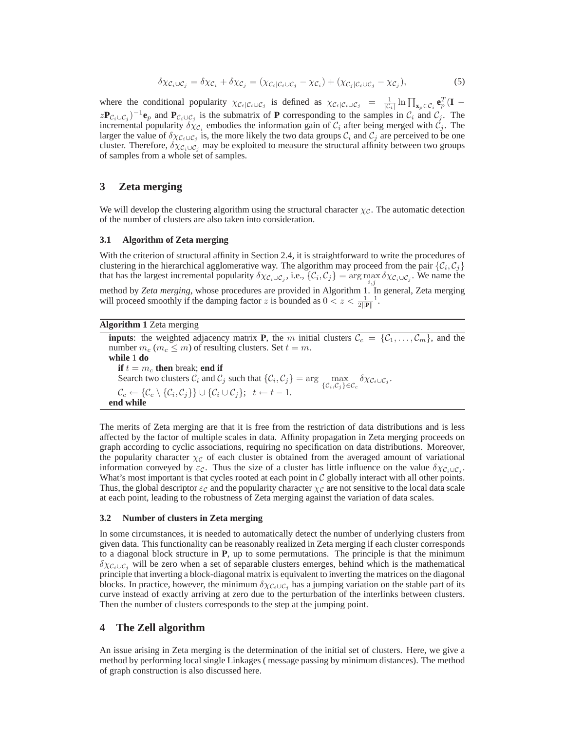$$\delta\chi_{\mathcal{C}_i \cup \mathcal{C}_j} = \delta\chi_{\mathcal{C}_i} + \delta\chi_{\mathcal{C}_j} = (\chi_{\mathcal{C}_i|\mathcal{C}_i \cup \mathcal{C}_j} - \chi_{\mathcal{C}_i}) + (\chi_{\mathcal{C}_j|\mathcal{C}_i \cup \mathcal{C}_j} - \chi_{\mathcal{C}_j}), \tag{5}$$

where the conditional popularity $\chi_{\mathcal{C}_i|\mathcal{C}_i \cup \mathcal{C}_j}$ is defined as $\chi_{\mathcal{C}_i|\mathcal{C}_i \cup \mathcal{C}_j} = \frac{1}{|\mathcal{C}_i|} \ln \prod_{\mathbf{x}_p \in \mathcal{C}_i} \mathbf{e}_p^T (\mathbf{I} - z\mathbf{P}_{\mathcal{C}_i \cup \mathcal{C}_j})^{-1} \mathbf{e}_p$ and $\mathbf{P}_{\mathcal{C}_i \cup \mathcal{C}_j}$ is the submatrix of $\mathbf{P}$ corresponding to the samples in $\mathcal{C}_i$ and $\mathcal{C}_j$. The incremental popularity $\delta\chi_{\mathcal{C}_i}$ embodies the information gain of $\mathcal{C}_i$ after being merged with $\mathcal{C}_j$. The larger the value of $\delta\chi_{\mathcal{C}_i \cup \mathcal{C}_j}$ is, the more likely the two data groups $\mathcal{C}_i$ and $\mathcal{C}_j$ are perceived to be one cluster. Therefore, $\delta\chi_{\mathcal{C}_i \cup \mathcal{C}_j}$ may be exploited to measure the structural affinity between two groups of samples from a whole set of samples.

# 3 Zeta merging

We will develop the clustering algorithm using the structural character $\chi_{\mathcal{C}}$. The automatic detection of the number of clusters are also taken into consideration.

## 3.1 Algorithm of Zeta merging

With the criterion of structural affinity in Section 2.4, it is straightforward to write the procedures of clustering in the hierarchical agglomerative way. The algorithm may proceed from the pair $\{\mathcal{C}_i, \mathcal{C}_j\}$ that has the largest incremental popularity $\delta\chi_{\mathcal{C}_i \cup \mathcal{C}_j}$, i.e., $\{\mathcal{C}_i, \mathcal{C}_j\} = \arg\max_{i,j} \delta\chi_{\mathcal{C}_i \cup \mathcal{C}_j}$. We name the method by *Zeta merging*, whose procedures are provided in Algorithm 1. In general, Zeta merging will proceed smoothly if the damping factor $z$ is bounded as $0 < z < \frac{1}{2\|\mathbf{P}\|_1}$.

**Algorithm 1** Zeta merging

**inputs**: the weighted adjacency matrix $\mathbf{P}$, the $m$ initial clusters $\mathcal{C}_c = \{\mathcal{C}_1, \ldots, \mathcal{C}_m\}$, and the number $m_c$ ($m_c \leq m$) of resulting clusters. Set $t = m$.
**while** 1 **do**
  **if** $t = m_c$ **then** break; **end if**
  Search two clusters $\mathcal{C}_i$ and $\mathcal{C}_j$ such that $\{\mathcal{C}_i, \mathcal{C}_j\} = \arg \max_{\{\mathcal{C}_i, \mathcal{C}_j\} \in \mathcal{C}_c} \delta\chi_{\mathcal{C}_i \cup \mathcal{C}_j}$.
  $\mathcal{C}_c \leftarrow \{\mathcal{C}_c \setminus \{\mathcal{C}_i, \mathcal{C}_j\}\} \cup \{\mathcal{C}_i \cup \mathcal{C}_j\}$; $t \leftarrow t - 1$.
**end while**

The merits of Zeta merging are that it is free from the restriction of data distributions and is less affected by the factor of multiple scales in data. Affinity propagation in Zeta merging proceeds on graph according to cyclic associations, requiring no specification on data distributions. Moreover, the popularity character $\chi_{\mathcal{C}}$ of each cluster is obtained from the averaged amount of variational information conveyed by $\varepsilon_{\mathcal{C}}$. Thus the size of a cluster has little influence on the value $\delta\chi_{\mathcal{C}_i \cup \mathcal{C}_j}$. What's most important is that cycles rooted at each point in $\mathcal{C}$ globally interact with all other points. Thus, the global descriptor $\varepsilon_{\mathcal{C}}$ and the popularity character $\chi_{\mathcal{C}}$ are not sensitive to the local data scale at each point, leading to the robustness of Zeta merging against the variation of data scales.

## 3.2 Number of clusters in Zeta merging

In some circumstances, it is needed to automatically detect the number of underlying clusters from given data. This functionality can be reasonably realized in Zeta merging if each cluster corresponds to a diagonal block structure in $\mathbf{P}$, up to some permutations. The principle is that the minimum $\delta\chi_{\mathcal{C}_i \cup \mathcal{C}_j}$ will be zero when a set of separable clusters emerges, behind which is the mathematical principle that inverting a block-diagonal matrix is equivalent to inverting the matrices on the diagonal blocks. In practice, however, the minimum $\delta\chi_{\mathcal{C}_i \cup \mathcal{C}_j}$ has a jumping variation on the stable part of its curve instead of exactly arriving at zero due to the perturbation of the interlinks between clusters. Then the number of clusters corresponds to the step at the jumping point.

# 4 The Zell algorithm

An issue arising in Zeta merging is the determination of the initial set of clusters. Here, we give a method by performing local single Linkages ( message passing by minimum distances). The method of graph construction is also discussed here.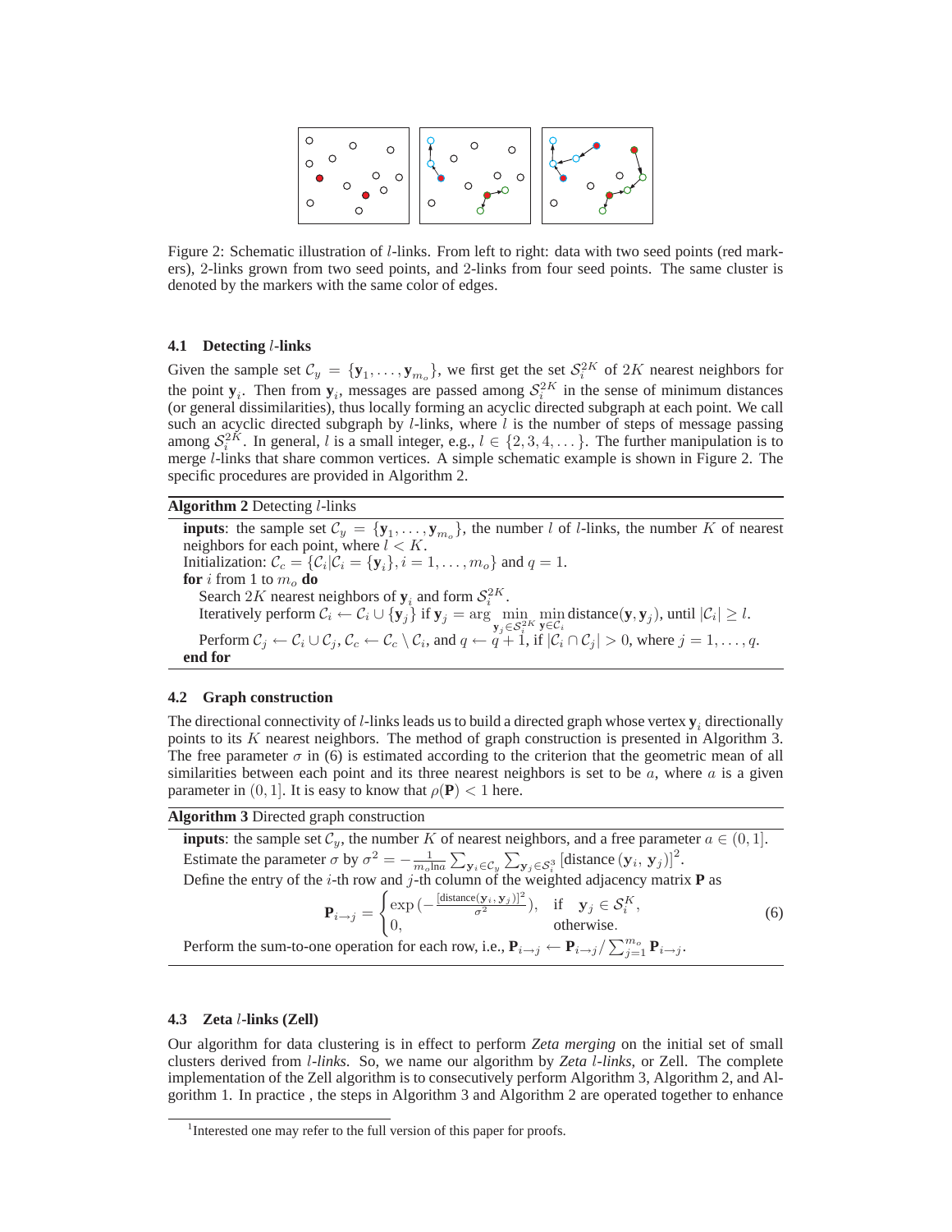Figure 2: Schematic illustration of $l$-links. From left to right: data with two seed points (red markers), 2-links grown from two seed points, and 2-links from four seed points. The same cluster is denoted by the markers with the same color of edges.

### 4.1 Detecting $l$-links

Given the sample set $\mathcal{C}_y = \{\mathbf{y}_1, \dots, \mathbf{y}_{m_o}\}$, we first get the set $\mathcal{S}_i^{2K}$ of $2K$ nearest neighbors for the point $\mathbf{y}_i$. Then from $\mathbf{y}_i$, messages are passed among $\mathcal{S}_i^{2K}$ in the sense of minimum distances (or general dissimilarities), thus locally forming an acyclic directed subgraph at each point. We call such an acyclic directed subgraph by $l$-links, where $l$ is the number of steps of message passing among $\mathcal{S}_i^{2K}$. In general, $l$ is a small integer, e.g., $l \in \{2, 3, 4, \dots\}$. The further manipulation is to merge $l$-links that share common vertices. A simple schematic example is shown in Figure 2. The specific procedures are provided in Algorithm 2.

**Algorithm 2** Detecting $l$-links

**inputs**: the sample set $\mathcal{C}_y = \{\mathbf{y}_1, \dots, \mathbf{y}_{m_o}\}$, the number $l$ of $l$-links, the number $K$ of nearest neighbors for each point, where $l < K$.
Initialization: $\mathcal{C}_c = \{\mathcal{C}_i | \mathcal{C}_i = \{\mathbf{y}_i\}, i = 1, \dots, m_o\}$ and $q = 1$.
**for** $i$ from 1 to $m_o$ **do**
  Search $2K$ nearest neighbors of $\mathbf{y}_i$ and form $\mathcal{S}_i^{2K}$.
  Iteratively perform $\mathcal{C}_i \leftarrow \mathcal{C}_i \cup \{\mathbf{y}_j\}$ if $\mathbf{y}_j = \arg \min\limits_{\mathbf{y}_j \in \mathcal{S}_i^{2K}} \min\limits_{\mathbf{y} \in \mathcal{C}_i} \text{distance}(\mathbf{y}, \mathbf{y}_j)$, until $|\mathcal{C}_i| \geq l$.
  Perform $\mathcal{C}_j \leftarrow \mathcal{C}_i \cup \mathcal{C}_j$, $\mathcal{C}_c \leftarrow \mathcal{C}_c \setminus \mathcal{C}_i$, and $q \leftarrow q + 1$, if $|\mathcal{C}_i \cap \mathcal{C}_j| > 0$, where $j = 1, \dots, q$.
**end for**

### 4.2 Graph construction

The directional connectivity of $l$-links leads us to build a directed graph whose vertex $\mathbf{y}_i$ directionally points to its $K$ nearest neighbors. The method of graph construction is presented in Algorithm 3. The free parameter $\sigma$ in (6) is estimated according to the criterion that the geometric mean of all similarities between each point and its three nearest neighbors is set to be $a$, where $a$ is a given parameter in $(0, 1]$. It is easy to know that $\rho(\mathbf{P}) < 1$ here.

**Algorithm 3** Directed graph construction

**inputs**: the sample set $\mathcal{C}_y$, the number $K$ of nearest neighbors, and a free parameter $a \in (0, 1]$.
Estimate the parameter $\sigma$ by $\sigma^2 = -\frac{1}{m_o \ln a} \sum_{\mathbf{y}_i \in \mathcal{C}_y} \sum_{\mathbf{y}_j \in \mathcal{S}_i^3} [\text{distance}(\mathbf{y}_i, \mathbf{y}_j)]^2$.
Define the entry of the $i$-th row and $j$-th column of the weighted adjacency matrix $\mathbf{P}$ as

$$\mathbf{P}_{i \to j} = \begin{cases} \exp\left(-\frac{[\text{distance}(\mathbf{y}_i, \mathbf{y}_j)]^2}{\sigma^2}\right), & \text{if } \mathbf{y}_j \in \mathcal{S}_i^K, \\ 0, & \text{otherwise}. \end{cases} \tag{6}$$

Perform the sum-to-one operation for each row, i.e., $\mathbf{P}_{i \to j} \leftarrow \mathbf{P}_{i \to j} / \sum_{j=1}^{m_o} \mathbf{P}_{i \to j}$.

### 4.3 Zeta $l$-links (Zell)

Our algorithm for data clustering is in effect to perform *Zeta merging* on the initial set of small clusters derived from *l-links*. So, we name our algorithm by *Zeta l-links*, or Zell. The complete implementation of the Zell algorithm is to consecutively perform Algorithm 3, Algorithm 2, and Algorithm 1. In practice , the steps in Algorithm 3 and Algorithm 2 are operated together to enhance

[1]Interested one may refer to the full version of this paper for proofs.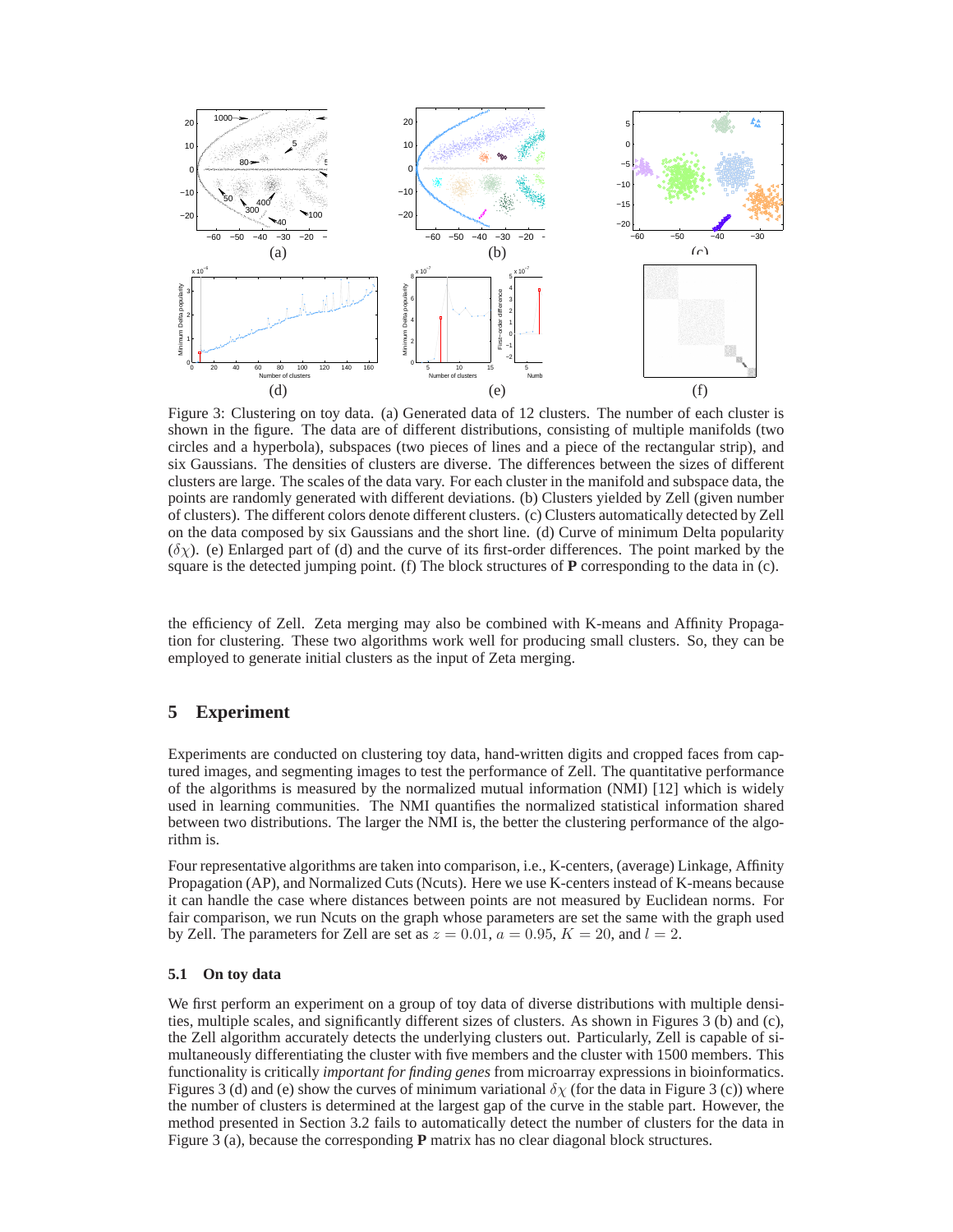Figure 3: Clustering on toy data. (a) Generated data of 12 clusters. The number of each cluster is shown in the figure. The data are of different distributions, consisting of multiple manifolds (two circles and a hyperbola), subspaces (two pieces of lines and a piece of the rectangular strip), and six Gaussians. The densities of clusters are diverse. The differences between the sizes of different clusters are large. The scales of the data vary. For each cluster in the manifold and subspace data, the points are randomly generated with different deviations. (b) Clusters yielded by Zell (given number of clusters). The different colors denote different clusters. (c) Clusters automatically detected by Zell on the data composed by six Gaussians and the short line. (d) Curve of minimum Delta popularity ($\delta\chi$). (e) Enlarged part of (d) and the curve of its first-order differences. The point marked by the square is the detected jumping point. (f) The block structures of **P** corresponding to the data in (c).

the efficiency of Zell. Zeta merging may also be combined with K-means and Affinity Propagation for clustering. These two algorithms work well for producing small clusters. So, they can be employed to generate initial clusters as the input of Zeta merging.

## 5 Experiment

Experiments are conducted on clustering toy data, hand-written digits and cropped faces from captured images, and segmenting images to test the performance of Zell. The quantitative performance of the algorithms is measured by the normalized mutual information (NMI) [12] which is widely used in learning communities. The NMI quantifies the normalized statistical information shared between two distributions. The larger the NMI is, the better the clustering performance of the algorithm is.

Four representative algorithms are taken into comparison, i.e., K-centers, (average) Linkage, Affinity Propagation (AP), and Normalized Cuts (Ncuts). Here we use K-centers instead of K-means because it can handle the case where distances between points are not measured by Euclidean norms. For fair comparison, we run Ncuts on the graph whose parameters are set the same with the graph used by Zell. The parameters for Zell are set as $z = 0.01$, $a = 0.95$, $K = 20$, and $l = 2$.

### 5.1 On toy data

We first perform an experiment on a group of toy data of diverse distributions with multiple densities, multiple scales, and significantly different sizes of clusters. As shown in Figures 3 (b) and (c), the Zell algorithm accurately detects the underlying clusters out. Particularly, Zell is capable of simultaneously differentiating the cluster with five members and the cluster with 1500 members. This functionality is critically *important for finding genes* from microarray expressions in bioinformatics. Figures 3 (d) and (e) show the curves of minimum variational $\delta\chi$ (for the data in Figure 3 (c)) where the number of clusters is determined at the largest gap of the curve in the stable part. However, the method presented in Section 3.2 fails to automatically detect the number of clusters for the data in Figure 3 (a), because the corresponding **P** matrix has no clear diagonal block structures.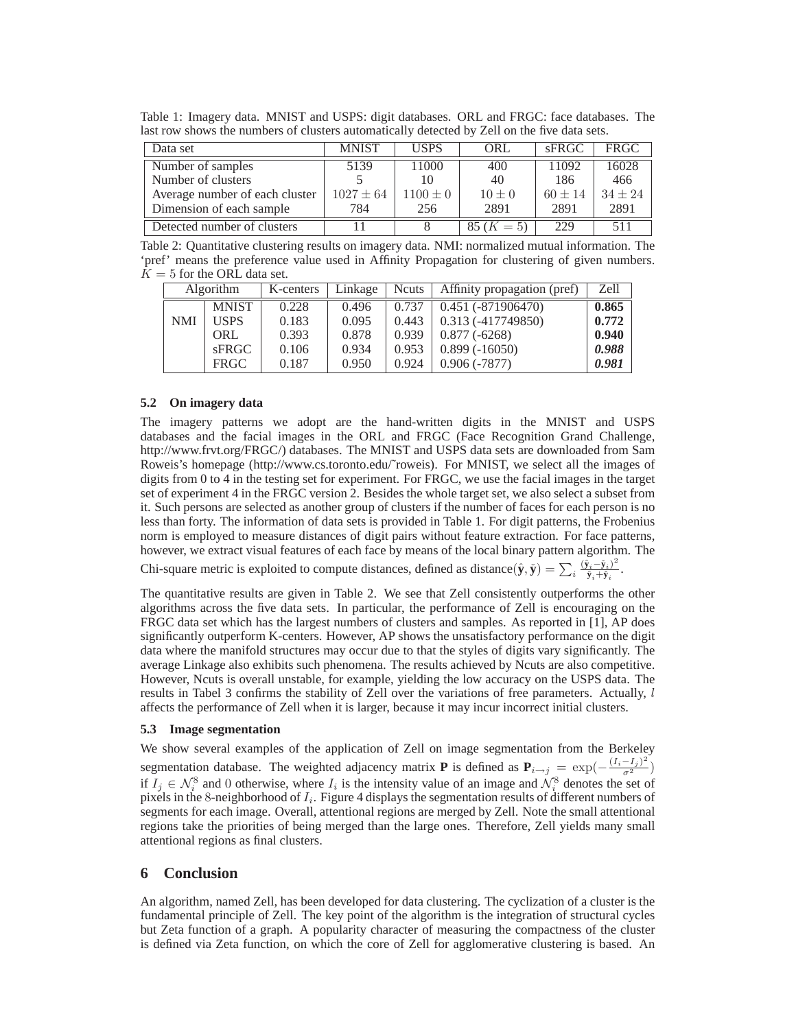Table 1: Imagery data. MNIST and USPS: digit databases. ORL and FRGC: face databases. The last row shows the numbers of clusters automatically detected by Zell on the five data sets.

| Data set | MNIST | USPS | ORL | sFRGC | FRGC |
|---|---|---|---|---|---|
| Number of samples | 5139 | 11000 | 400 | 11092 | 16028 |
| Number of clusters | 5 | 10 | 40 | 186 | 466 |
| Average number of each cluster | $1027 \pm 64$ | $1100 \pm 0$ | $10 \pm 0$ | $60 \pm 14$ | $34 \pm 24$ |
| Dimension of each sample | 784 | 256 | 2891 | 2891 | 2891 |
| Detected number of clusters | 11 | 8 | 85 ($K = 5$) | 229 | 511 |

Table 2: Quantitative clustering results on imagery data. NMI: normalized mutual information. The 'pref' means the preference value used in Affinity Propagation for clustering of given numbers. $K = 5$ for the ORL data set.

| Algorithm | | K-centers | Linkage | Ncuts | Affinity propagation (pref) | Zell |
|---|---|---|---|---|---|---|
| NMI | MNIST | 0.228 | 0.496 | 0.737 | 0.451 (-871906470) | **0.865** |
| | USPS | 0.183 | 0.095 | 0.443 | 0.313 (-417749850) | **0.772** |
| | ORL | 0.393 | 0.878 | 0.939 | 0.877 (-6268) | **0.940** |
| | sFRGC | 0.106 | 0.934 | 0.953 | 0.899 (-16050) | ***0.988*** |
| | FRGC | 0.187 | 0.950 | 0.924 | 0.906 (-7877) | ***0.981*** |

### 5.2 On imagery data

The imagery patterns we adopt are the hand-written digits in the MNIST and USPS databases and the facial images in the ORL and FRGC (Face Recognition Grand Challenge, http://www.frvt.org/FRGC/) databases. The MNIST and USPS data sets are downloaded from Sam Roweis's homepage (http://www.cs.toronto.edu/˜roweis). For MNIST, we select all the images of digits from 0 to 4 in the testing set for experiment. For FRGC, we use the facial images in the target set of experiment 4 in the FRGC version 2. Besides the whole target set, we also select a subset from it. Such persons are selected as another group of clusters if the number of faces for each person is no less than forty. The information of data sets is provided in Table 1. For digit patterns, the Frobenius norm is employed to measure distances of digit pairs without feature extraction. For face patterns, however, we extract visual features of each face by means of the local binary pattern algorithm. The Chi-square metric is exploited to compute distances, defined as $\text{distance}(\hat{\mathbf{y}}, \check{\mathbf{y}}) = \sum_i \frac{(\hat{\mathbf{y}}_i - \check{\mathbf{y}}_i)^2}{\hat{\mathbf{y}}_i + \check{\mathbf{y}}_i}$.

The quantitative results are given in Table 2. We see that Zell consistently outperforms the other algorithms across the five data sets. In particular, the performance of Zell is encouraging on the FRGC data set which has the largest numbers of clusters and samples. As reported in [1], AP does significantly outperform K-centers. However, AP shows the unsatisfactory performance on the digit data where the manifold structures may occur due to that the styles of digits vary significantly. The average Linkage also exhibits such phenomena. The results achieved by Ncuts are also competitive. However, Ncuts is overall unstable, for example, yielding the low accuracy on the USPS data. The results in Tabel 3 confirms the stability of Zell over the variations of free parameters. Actually, $l$ affects the performance of Zell when it is larger, because it may incur incorrect initial clusters.

### 5.3 Image segmentation

We show several examples of the application of Zell on image segmentation from the Berkeley segmentation database. The weighted adjacency matrix **P** is defined as $\mathbf{P}_{i \to j} = \exp(-\frac{(I_i - I_j)^2}{\sigma^2})$ if $I_j \in \mathcal{N}_i^8$ and 0 otherwise, where $I_i$ is the intensity value of an image and $\mathcal{N}_i^8$ denotes the set of pixels in the 8-neighborhood of $I_i$. Figure 4 displays the segmentation results of different numbers of segments for each image. Overall, attentional regions are merged by Zell. Note the small attentional regions take the priorities of being merged than the large ones. Therefore, Zell yields many small attentional regions as final clusters.

## 6 Conclusion

An algorithm, named Zell, has been developed for data clustering. The cyclization of a cluster is the fundamental principle of Zell. The key point of the algorithm is the integration of structural cycles but Zeta function of a graph. A popularity character of measuring the compactness of the cluster is defined via Zeta function, on which the core of Zell for agglomerative clustering is based. An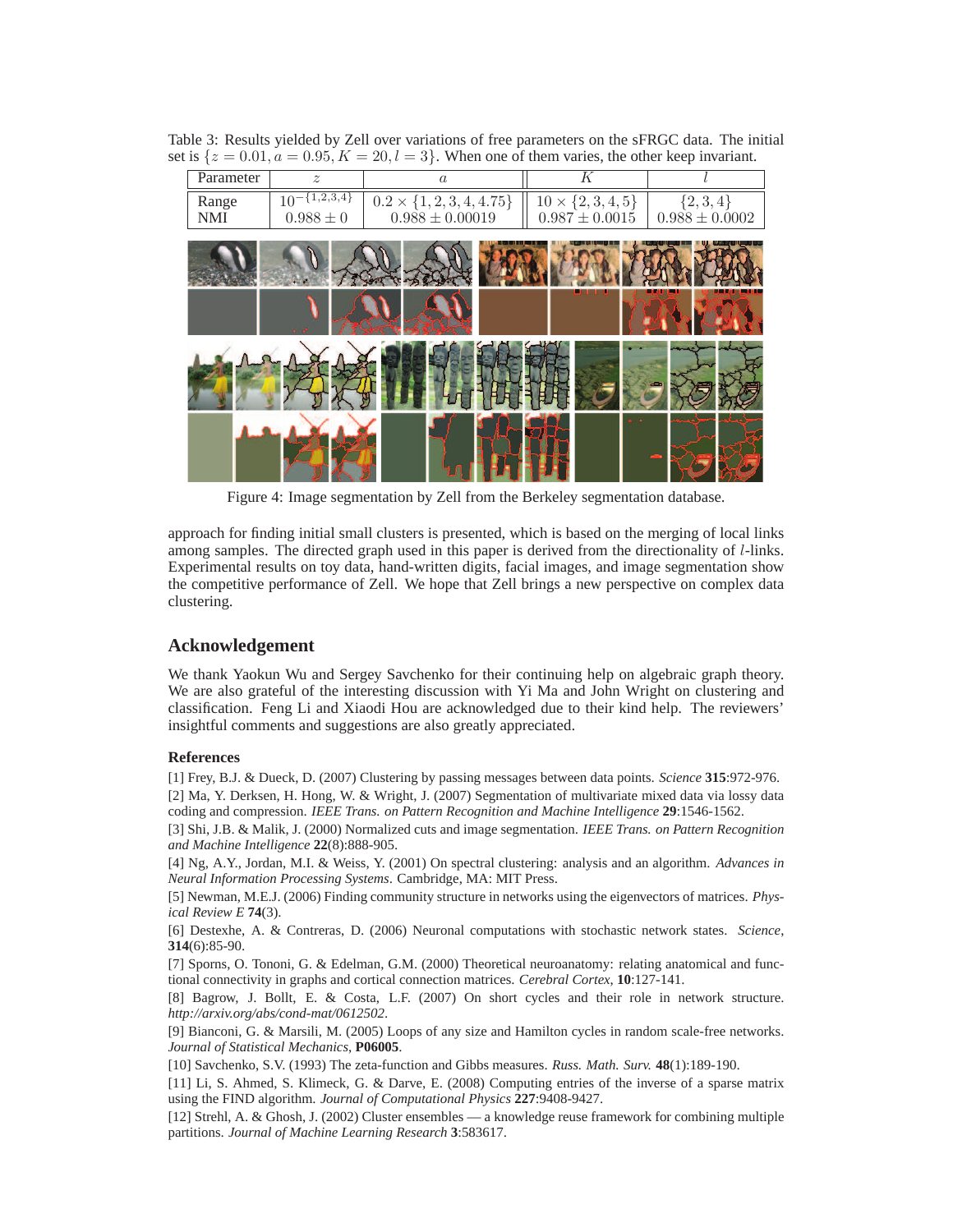Table 3: Results yielded by Zell over variations of free parameters on the sFRGC data. The initial set is $\{z = 0.01, a = 0.95, K = 20, l = 3\}$. When one of them varies, the other keep invariant.

| Parameter | $z$ | $a$ | $K$ | $l$ |
|---|---|---|---|---|
| Range | $10^{-\{1,2,3,4\}}$ | $0.2 \times \{1, 2, 3, 4, 4.75\}$ | $10 \times \{2, 3, 4, 5\}$ | $\{2, 3, 4\}$ |
| NMI | $0.988 \pm 0$ | $0.988 \pm 0.00019$ | $0.987 \pm 0.0015$ | $0.988 \pm 0.0002$ |

Figure 4: Image segmentation by Zell from the Berkeley segmentation database.

approach for finding initial small clusters is presented, which is based on the merging of local links among samples. The directed graph used in this paper is derived from the directionality of $l$-links. Experimental results on toy data, hand-written digits, facial images, and image segmentation show the competitive performance of Zell. We hope that Zell brings a new perspective on complex data clustering.

## Acknowledgement

We thank Yaokun Wu and Sergey Savchenko for their continuing help on algebraic graph theory. We are also grateful of the interesting discussion with Yi Ma and John Wright on clustering and classification. Feng Li and Xiaodi Hou are acknowledged due to their kind help. The reviewers' insightful comments and suggestions are also greatly appreciated.

### References

[1] Frey, B.J. & Dueck, D. (2007) Clustering by passing messages between data points. *Science* **315**:972-976.

[2] Ma, Y. Derksen, H. Hong, W. & Wright, J. (2007) Segmentation of multivariate mixed data via lossy data coding and compression. *IEEE Trans. on Pattern Recognition and Machine Intelligence* **29**:1546-1562.

[3] Shi, J.B. & Malik, J. (2000) Normalized cuts and image segmentation. *IEEE Trans. on Pattern Recognition and Machine Intelligence* **22**(8):888-905.

[4] Ng, A.Y., Jordan, M.I. & Weiss, Y. (2001) On spectral clustering: analysis and an algorithm. *Advances in Neural Information Processing Systems*. Cambridge, MA: MIT Press.

[5] Newman, M.E.J. (2006) Finding community structure in networks using the eigenvectors of matrices. *Physical Review E* **74**(3).

[6] Destexhe, A. & Contreras, D. (2006) Neuronal computations with stochastic network states. *Science*, **314**(6):85-90.

[7] Sporns, O. Tononi, G. & Edelman, G.M. (2000) Theoretical neuroanatomy: relating anatomical and functional connectivity in graphs and cortical connection matrices. *Cerebral Cortex*, **10**:127-141.

[8] Bagrow, J. Bollt, E. & Costa, L.F. (2007) On short cycles and their role in network structure. *http://arxiv.org/abs/cond-mat/0612502*.

[9] Bianconi, G. & Marsili, M. (2005) Loops of any size and Hamilton cycles in random scale-free networks. *Journal of Statistical Mechanics*, **P06005**.

[10] Savchenko, S.V. (1993) The zeta-function and Gibbs measures. *Russ. Math. Surv.* **48**(1):189-190.

[11] Li, S. Ahmed, S. Klimeck, G. & Darve, E. (2008) Computing entries of the inverse of a sparse matrix using the FIND algorithm. *Journal of Computational Physics* **227**:9408-9427.

[12] Strehl, A. & Ghosh, J. (2002) Cluster ensembles — a knowledge reuse framework for combining multiple partitions. *Journal of Machine Learning Research* **3**:583617.